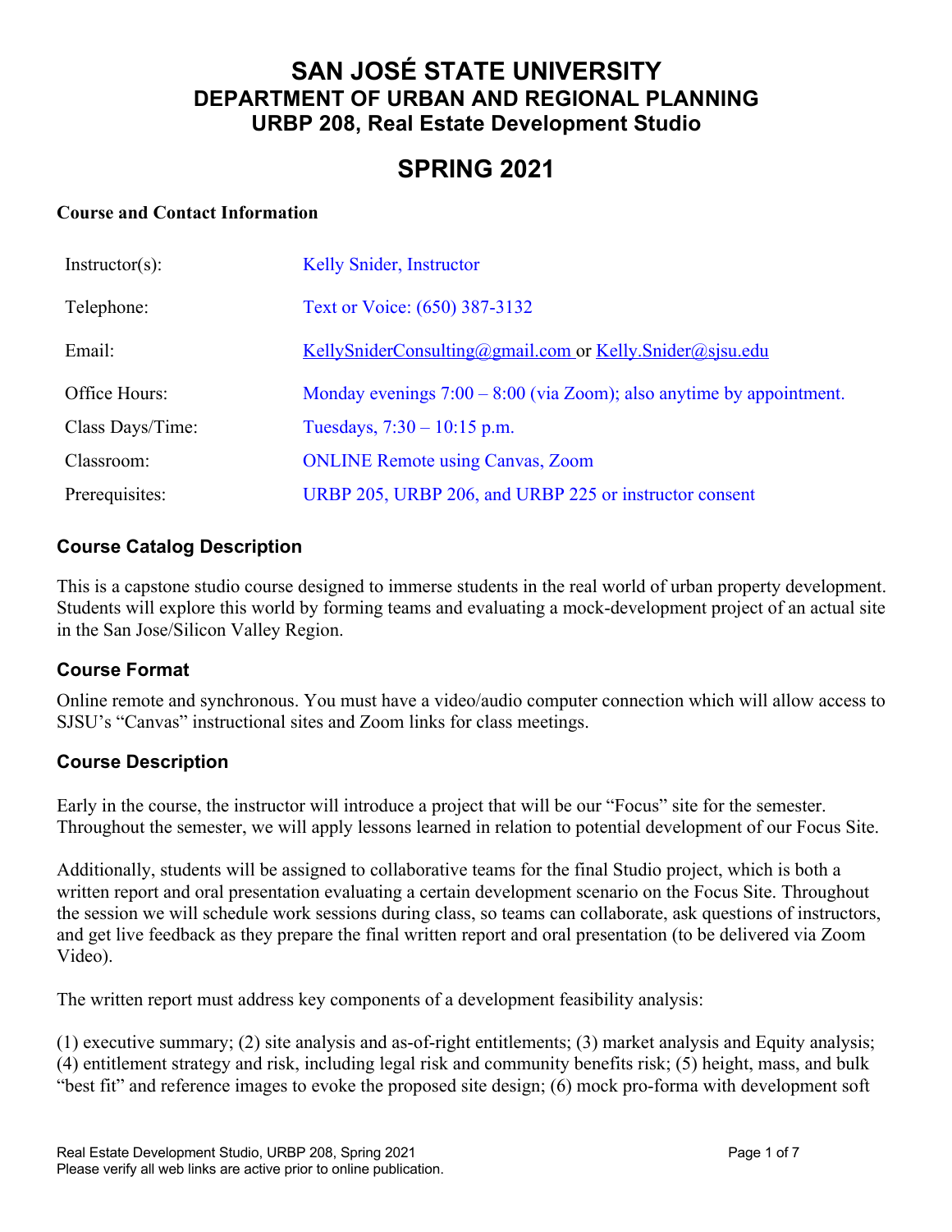# SAN JOSÉ STATE UNIVERSITY
## DEPARTMENT OF URBAN AND REGIONAL PLANNING
### URBP 208, Real Estate Development Studio

# SPRING 2021

**Course and Contact Information**

| | |
|---|---|
| Instructor(s): | Kelly Snider, Instructor |
| Telephone: | Text or Voice: (650) 387-3132 |
| Email: | KellySniderConsulting@gmail.com or Kelly.Snider@sjsu.edu |
| Office Hours: | Monday evenings 7:00 – 8:00 (via Zoom); also anytime by appointment. |
| Class Days/Time: | Tuesdays, 7:30 – 10:15 p.m. |
| Classroom: | ONLINE Remote using Canvas, Zoom |
| Prerequisites: | URBP 205, URBP 206, and URBP 225 or instructor consent |

## Course Catalog Description

This is a capstone studio course designed to immerse students in the real world of urban property development. Students will explore this world by forming teams and evaluating a mock-development project of an actual site in the San Jose/Silicon Valley Region.

## Course Format

Online remote and synchronous. You must have a video/audio computer connection which will allow access to SJSU's "Canvas" instructional sites and Zoom links for class meetings.

## Course Description

Early in the course, the instructor will introduce a project that will be our "Focus" site for the semester. Throughout the semester, we will apply lessons learned in relation to potential development of our Focus Site.

Additionally, students will be assigned to collaborative teams for the final Studio project, which is both a written report and oral presentation evaluating a certain development scenario on the Focus Site. Throughout the session we will schedule work sessions during class, so teams can collaborate, ask questions of instructors, and get live feedback as they prepare the final written report and oral presentation (to be delivered via Zoom Video).

The written report must address key components of a development feasibility analysis:

(1) executive summary; (2) site analysis and as-of-right entitlements; (3) market analysis and Equity analysis; (4) entitlement strategy and risk, including legal risk and community benefits risk; (5) height, mass, and bulk "best fit" and reference images to evoke the proposed site design; (6) mock pro-forma with development soft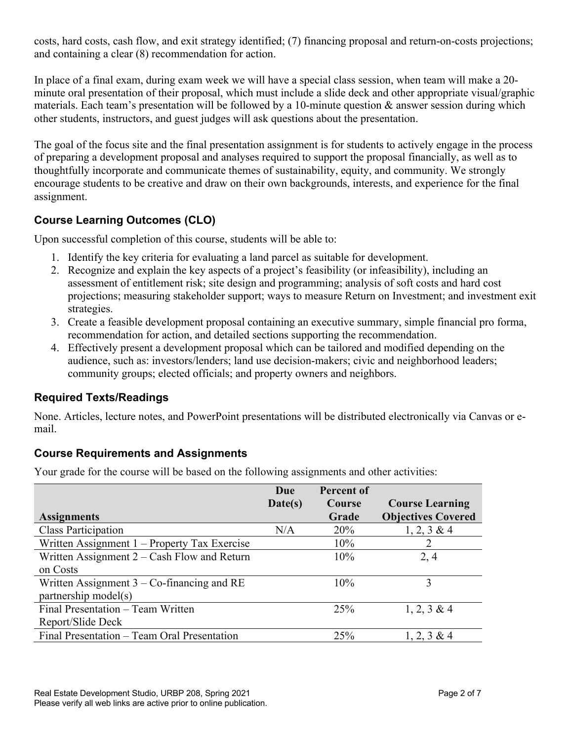costs, hard costs, cash flow, and exit strategy identified; (7) financing proposal and return-on-costs projections; and containing a clear (8) recommendation for action.

In place of a final exam, during exam week we will have a special class session, when team will make a 20-minute oral presentation of their proposal, which must include a slide deck and other appropriate visual/graphic materials. Each team's presentation will be followed by a 10-minute question & answer session during which other students, instructors, and guest judges will ask questions about the presentation.

The goal of the focus site and the final presentation assignment is for students to actively engage in the process of preparing a development proposal and analyses required to support the proposal financially, as well as to thoughtfully incorporate and communicate themes of sustainability, equity, and community. We strongly encourage students to be creative and draw on their own backgrounds, interests, and experience for the final assignment.

### Course Learning Outcomes (CLO)

Upon successful completion of this course, students will be able to:

1. Identify the key criteria for evaluating a land parcel as suitable for development.
2. Recognize and explain the key aspects of a project's feasibility (or infeasibility), including an assessment of entitlement risk; site design and programming; analysis of soft costs and hard cost projections; measuring stakeholder support; ways to measure Return on Investment; and investment exit strategies.
3. Create a feasible development proposal containing an executive summary, simple financial pro forma, recommendation for action, and detailed sections supporting the recommendation.
4. Effectively present a development proposal which can be tailored and modified depending on the audience, such as: investors/lenders; land use decision-makers; civic and neighborhood leaders; community groups; elected officials; and property owners and neighbors.

### Required Texts/Readings

None. Articles, lecture notes, and PowerPoint presentations will be distributed electronically via Canvas or e-mail.

### Course Requirements and Assignments

Your grade for the course will be based on the following assignments and other activities:

| Assignments | Due Date(s) | Percent of Course Grade | Course Learning Objectives Covered |
|---|---|---|---|
| Class Participation | N/A | 20% | 1, 2, 3 & 4 |
| Written Assignment 1 – Property Tax Exercise | | 10% | 2 |
| Written Assignment 2 – Cash Flow and Return on Costs | | 10% | 2, 4 |
| Written Assignment 3 – Co-financing and RE partnership model(s) | | 10% | 3 |
| Final Presentation – Team Written Report/Slide Deck | | 25% | 1, 2, 3 & 4 |
| Final Presentation – Team Oral Presentation | | 25% | 1, 2, 3 & 4 |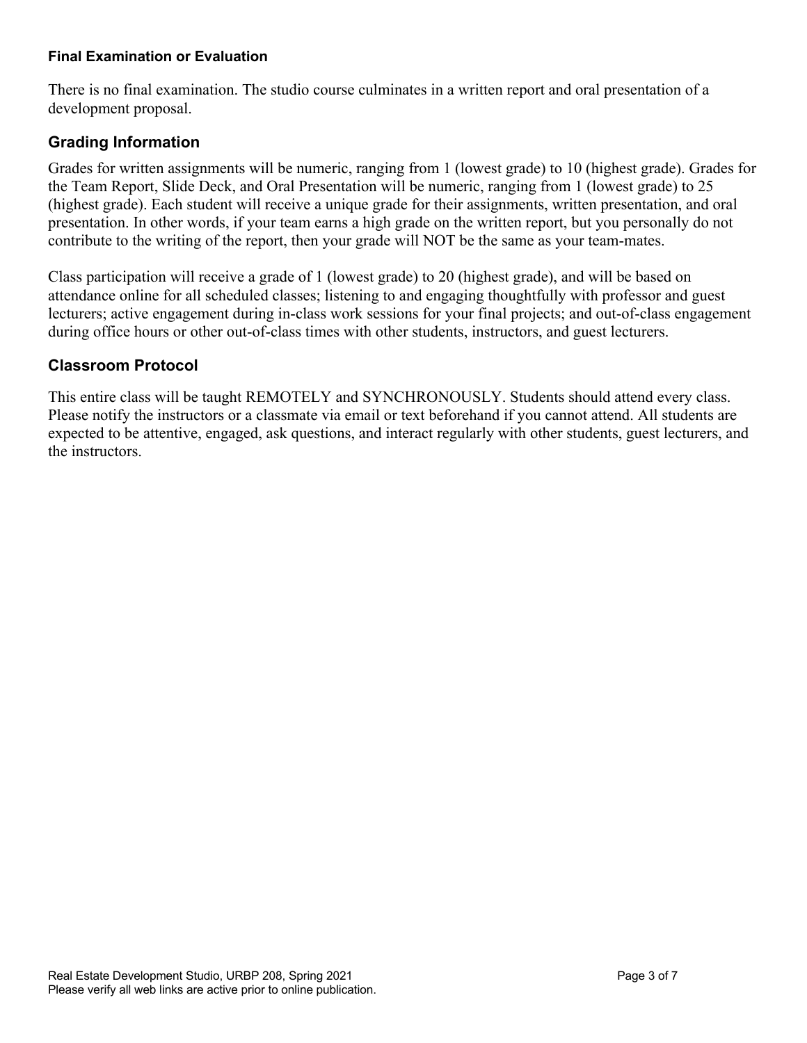#### Final Examination or Evaluation

There is no final examination. The studio course culminates in a written report and oral presentation of a development proposal.

### Grading Information

Grades for written assignments will be numeric, ranging from 1 (lowest grade) to 10 (highest grade). Grades for the Team Report, Slide Deck, and Oral Presentation will be numeric, ranging from 1 (lowest grade) to 25 (highest grade). Each student will receive a unique grade for their assignments, written presentation, and oral presentation. In other words, if your team earns a high grade on the written report, but you personally do not contribute to the writing of the report, then your grade will NOT be the same as your team-mates.

Class participation will receive a grade of 1 (lowest grade) to 20 (highest grade), and will be based on attendance online for all scheduled classes; listening to and engaging thoughtfully with professor and guest lecturers; active engagement during in-class work sessions for your final projects; and out-of-class engagement during office hours or other out-of-class times with other students, instructors, and guest lecturers.

### Classroom Protocol

This entire class will be taught REMOTELY and SYNCHRONOUSLY. Students should attend every class. Please notify the instructors or a classmate via email or text beforehand if you cannot attend. All students are expected to be attentive, engaged, ask questions, and interact regularly with other students, guest lecturers, and the instructors.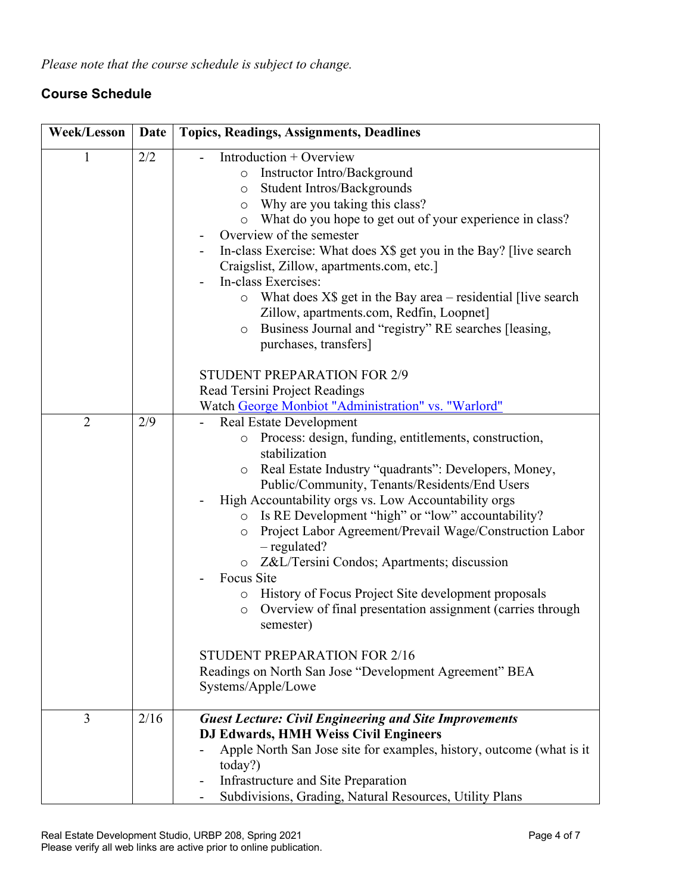*Please note that the course schedule is subject to change.*

### Course Schedule

| Week/Lesson | Date | Topics, Readings, Assignments, Deadlines |
|---|---|---|
| 1 | 2/2 | - Introduction + Overview<br>  ○ Instructor Intro/Background<br>  ○ Student Intros/Backgrounds<br>  ○ Why are you taking this class?<br>  ○ What do you hope to get out of your experience in class?<br>- Overview of the semester<br>- In-class Exercise: What does X$ get you in the Bay? [live search Craigslist, Zillow, apartments.com, etc.]<br>- In-class Exercises:<br>  ○ What does X$ get in the Bay area – residential [live search Zillow, apartments.com, Redfin, Loopnet]<br>  ○ Business Journal and "registry" RE searches [leasing, purchases, transfers]<br><br>STUDENT PREPARATION FOR 2/9<br>Read Tersini Project Readings<br>Watch [George Monbiot "Administration" vs. "Warlord"]() |
| 2 | 2/9 | - Real Estate Development<br>  ○ Process: design, funding, entitlements, construction, stabilization<br>  ○ Real Estate Industry "quadrants": Developers, Money, Public/Community, Tenants/Residents/End Users<br>- High Accountability orgs vs. Low Accountability orgs<br>  ○ Is RE Development "high" or "low" accountability?<br>  ○ Project Labor Agreement/Prevail Wage/Construction Labor – regulated?<br>  ○ Z&L/Tersini Condos; Apartments; discussion<br>- Focus Site<br>  ○ History of Focus Project Site development proposals<br>  ○ Overview of final presentation assignment (carries through semester)<br><br>STUDENT PREPARATION FOR 2/16<br>Readings on North San Jose "Development Agreement" BEA Systems/Apple/Lowe |
| 3 | 2/16 | ***Guest Lecture: Civil Engineering and Site Improvements***<br>**DJ Edwards, HMH Weiss Civil Engineers**<br>- Apple North San Jose site for examples, history, outcome (what is it today?)<br>- Infrastructure and Site Preparation<br>- Subdivisions, Grading, Natural Resources, Utility Plans |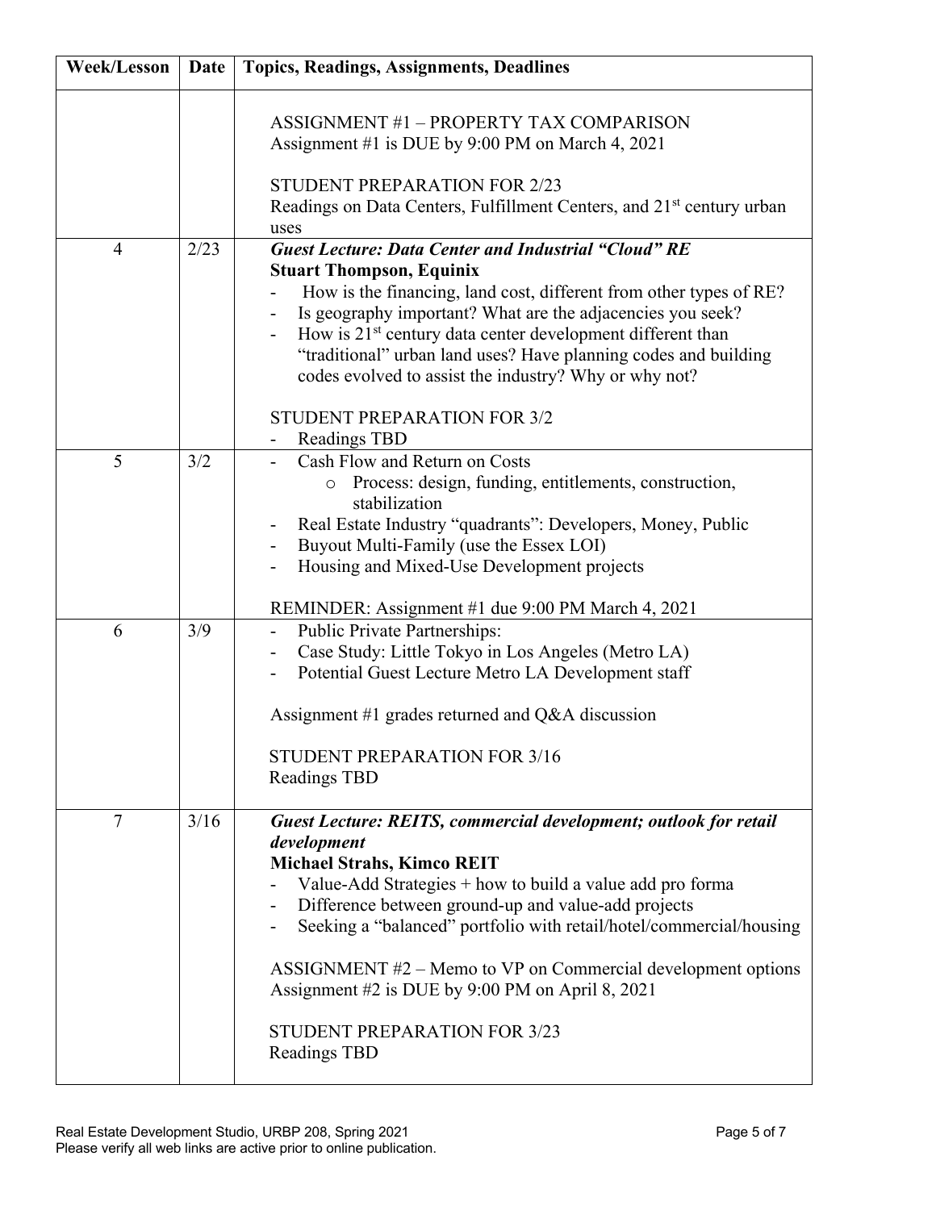| Week/Lesson | Date | Topics, Readings, Assignments, Deadlines |
| --- | --- | --- |
| | | ASSIGNMENT #1 – PROPERTY TAX COMPARISON<br>Assignment #1 is DUE by 9:00 PM on March 4, 2021<br><br>STUDENT PREPARATION FOR 2/23<br>Readings on Data Centers, Fulfillment Centers, and 21st century urban uses |
| 4 | 2/23 | ***Guest Lecture: Data Center and Industrial "Cloud" RE***<br>**Stuart Thompson, Equinix**<br>- How is the financing, land cost, different from other types of RE?<br>- Is geography important? What are the adjacencies you seek?<br>- How is 21st century data center development different than "traditional" urban land uses? Have planning codes and building codes evolved to assist the industry? Why or why not?<br><br>STUDENT PREPARATION FOR 3/2<br>- Readings TBD |
| 5 | 3/2 | - Cash Flow and Return on Costs<br>&nbsp;&nbsp;&nbsp;&nbsp;o Process: design, funding, entitlements, construction, stabilization<br>- Real Estate Industry "quadrants": Developers, Money, Public<br>- Buyout Multi-Family (use the Essex LOI)<br>- Housing and Mixed-Use Development projects<br><br>REMINDER: Assignment #1 due 9:00 PM March 4, 2021 |
| 6 | 3/9 | - Public Private Partnerships:<br>- Case Study: Little Tokyo in Los Angeles (Metro LA)<br>- Potential Guest Lecture Metro LA Development staff<br><br>Assignment #1 grades returned and Q&A discussion<br><br>STUDENT PREPARATION FOR 3/16<br>Readings TBD |
| 7 | 3/16 | ***Guest Lecture: REITS, commercial development; outlook for retail development***<br>**Michael Strahs, Kimco REIT**<br>- Value-Add Strategies + how to build a value add pro forma<br>- Difference between ground-up and value-add projects<br>- Seeking a "balanced" portfolio with retail/hotel/commercial/housing<br><br>ASSIGNMENT #2 – Memo to VP on Commercial development options<br>Assignment #2 is DUE by 9:00 PM on April 8, 2021<br><br>STUDENT PREPARATION FOR 3/23<br>Readings TBD |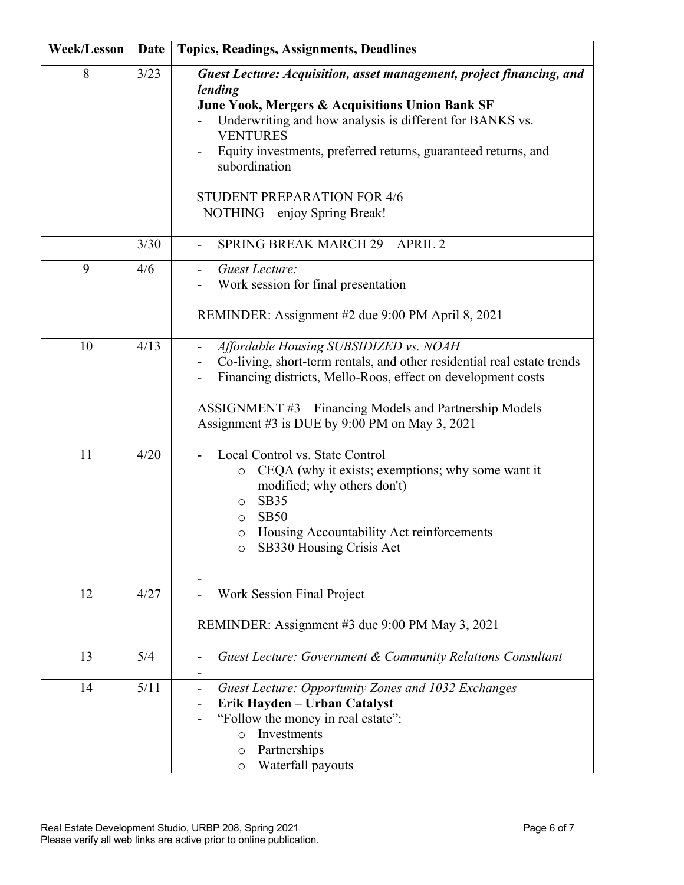| Week/Lesson | Date | Topics, Readings, Assignments, Deadlines |
|---|---|---|
| 8 | 3/23 | ***Guest Lecture: Acquisition, asset management, project financing, and lending*** <br> **June Yook, Mergers & Acquisitions Union Bank SF** <br> - Underwriting and how analysis is different for BANKS vs. VENTURES <br> - Equity investments, preferred returns, guaranteed returns, and subordination <br><br> STUDENT PREPARATION FOR 4/6 <br> NOTHING – enjoy Spring Break! |
| | 3/30 | - SPRING BREAK MARCH 29 – APRIL 2 |
| 9 | 4/6 | - *Guest Lecture:* <br> - Work session for final presentation <br><br> REMINDER: Assignment #2 due 9:00 PM April 8, 2021 |
| 10 | 4/13 | - *Affordable Housing SUBSIDIZED vs. NOAH* <br> - Co-living, short-term rentals, and other residential real estate trends <br> - Financing districts, Mello-Roos, effect on development costs <br><br> ASSIGNMENT #3 – Financing Models and Partnership Models <br> Assignment #3 is DUE by 9:00 PM on May 3, 2021 |
| 11 | 4/20 | - Local Control vs. State Control <br> o CEQA (why it exists; exemptions; why some want it modified; why others don't) <br> o SB35 <br> o SB50 <br> o Housing Accountability Act reinforcements <br> o SB330 Housing Crisis Act <br><br> - |
| 12 | 4/27 | - Work Session Final Project <br><br> REMINDER: Assignment #3 due 9:00 PM May 3, 2021 |
| 13 | 5/4 | - *Guest Lecture: Government & Community Relations Consultant* <br> - |
| 14 | 5/11 | - *Guest Lecture: Opportunity Zones and 1032 Exchanges* <br> - **Erik Hayden – Urban Catalyst** <br> - "Follow the money in real estate": <br> o Investments <br> o Partnerships <br> o Waterfall payouts |

Real Estate Development Studio, URBP 208, Spring 2021

Please verify all web links are active prior to online publication.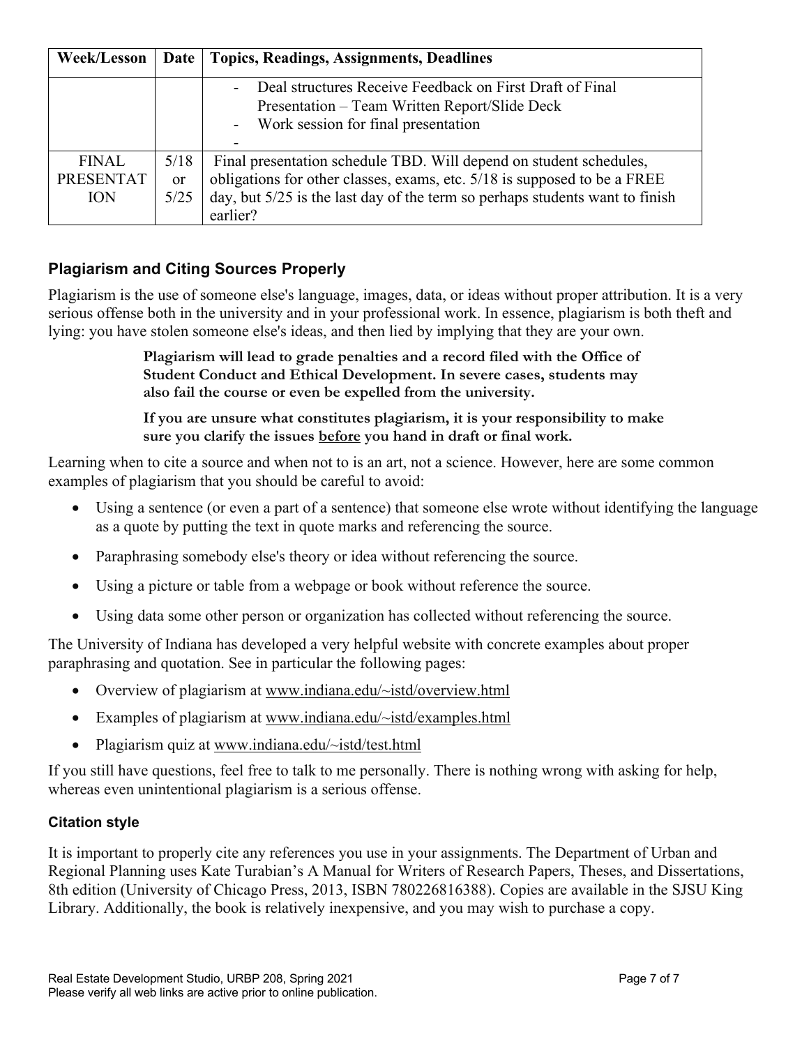| Week/Lesson | Date | Topics, Readings, Assignments, Deadlines |
|---|---|---|
| | | - Deal structures Receive Feedback on First Draft of Final Presentation – Team Written Report/Slide Deck<br>- Work session for final presentation<br>- |
| FINAL PRESENTATION | 5/18 or 5/25 | Final presentation schedule TBD. Will depend on student schedules, obligations for other classes, exams, etc. 5/18 is supposed to be a FREE day, but 5/25 is the last day of the term so perhaps students want to finish earlier? |

### Plagiarism and Citing Sources Properly

Plagiarism is the use of someone else's language, images, data, or ideas without proper attribution. It is a very serious offense both in the university and in your professional work. In essence, plagiarism is both theft and lying: you have stolen someone else's ideas, and then lied by implying that they are your own.

> **Plagiarism will lead to grade penalties and a record filed with the Office of Student Conduct and Ethical Development. In severe cases, students may also fail the course or even be expelled from the university.**
>
> **If you are unsure what constitutes plagiarism, it is your responsibility to make sure you clarify the issues <u>before</u> you hand in draft or final work.**

Learning when to cite a source and when not to is an art, not a science. However, here are some common examples of plagiarism that you should be careful to avoid:

- Using a sentence (or even a part of a sentence) that someone else wrote without identifying the language as a quote by putting the text in quote marks and referencing the source.
- Paraphrasing somebody else's theory or idea without referencing the source.
- Using a picture or table from a webpage or book without reference the source.
- Using data some other person or organization has collected without referencing the source.

The University of Indiana has developed a very helpful website with concrete examples about proper paraphrasing and quotation. See in particular the following pages:

- Overview of plagiarism at www.indiana.edu/~istd/overview.html
- Examples of plagiarism at www.indiana.edu/~istd/examples.html
- Plagiarism quiz at www.indiana.edu/~istd/test.html

If you still have questions, feel free to talk to me personally. There is nothing wrong with asking for help, whereas even unintentional plagiarism is a serious offense.

### Citation style

It is important to properly cite any references you use in your assignments. The Department of Urban and Regional Planning uses Kate Turabian's A Manual for Writers of Research Papers, Theses, and Dissertations, 8th edition (University of Chicago Press, 2013, ISBN 780226816388). Copies are available in the SJSU King Library. Additionally, the book is relatively inexpensive, and you may wish to purchase a copy.